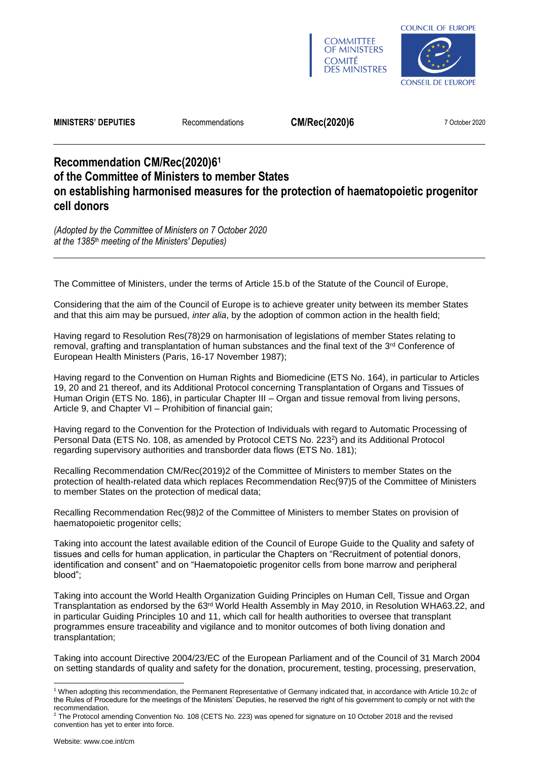COMMITTEE OF MINISTERS
COMITÉ DES MINISTRES

COUNCIL OF EUROPE
CONSEIL DE L'EUROPE

**MINISTERS' DEPUTIES** Recommendations **CM/Rec(2020)6** 7 October 2020

## Recommendation CM/Rec(2020)6[1] of the Committee of Ministers to member States on establishing harmonised measures for the protection of haematopoietic progenitor cell donors

*(Adopted by the Committee of Ministers on 7 October 2020 at the 1385th meeting of the Ministers' Deputies)*

The Committee of Ministers, under the terms of Article 15.b of the Statute of the Council of Europe,

Considering that the aim of the Council of Europe is to achieve greater unity between its member States and that this aim may be pursued, *inter alia*, by the adoption of common action in the health field;

Having regard to Resolution Res(78)29 on harmonisation of legislations of member States relating to removal, grafting and transplantation of human substances and the final text of the 3rd Conference of European Health Ministers (Paris, 16-17 November 1987);

Having regard to the Convention on Human Rights and Biomedicine (ETS No. 164), in particular to Articles 19, 20 and 21 thereof, and its Additional Protocol concerning Transplantation of Organs and Tissues of Human Origin (ETS No. 186), in particular Chapter III – Organ and tissue removal from living persons, Article 9, and Chapter VI – Prohibition of financial gain;

Having regard to the Convention for the Protection of Individuals with regard to Automatic Processing of Personal Data (ETS No. 108, as amended by Protocol CETS No. 223[2]) and its Additional Protocol regarding supervisory authorities and transborder data flows (ETS No. 181);

Recalling Recommendation CM/Rec(2019)2 of the Committee of Ministers to member States on the protection of health-related data which replaces Recommendation Rec(97)5 of the Committee of Ministers to member States on the protection of medical data;

Recalling Recommendation Rec(98)2 of the Committee of Ministers to member States on provision of haematopoietic progenitor cells;

Taking into account the latest available edition of the Council of Europe Guide to the Quality and safety of tissues and cells for human application, in particular the Chapters on "Recruitment of potential donors, identification and consent" and on "Haematopoietic progenitor cells from bone marrow and peripheral blood";

Taking into account the World Health Organization Guiding Principles on Human Cell, Tissue and Organ Transplantation as endorsed by the 63rd World Health Assembly in May 2010, in Resolution WHA63.22, and in particular Guiding Principles 10 and 11, which call for health authorities to oversee that transplant programmes ensure traceability and vigilance and to monitor outcomes of both living donation and transplantation;

Taking into account Directive 2004/23/EC of the European Parliament and of the Council of 31 March 2004 on setting standards of quality and safety for the donation, procurement, testing, processing, preservation,

---

[1] When adopting this recommendation, the Permanent Representative of Germany indicated that, in accordance with Article 10.2*c* of the Rules of Procedure for the meetings of the Ministers' Deputies, he reserved the right of his government to comply or not with the recommendation.

[2] The Protocol amending Convention No. 108 (CETS No. 223) was opened for signature on 10 October 2018 and the revised convention has yet to enter into force.

Website: www.coe.int/cm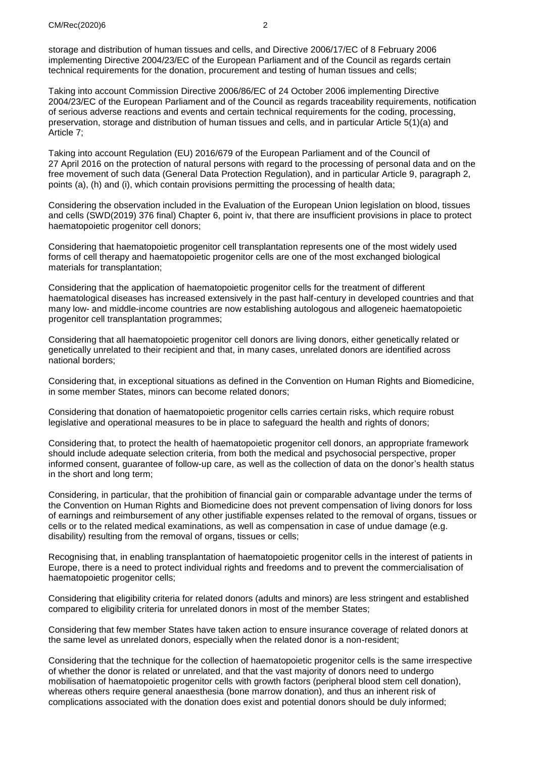storage and distribution of human tissues and cells, and Directive 2006/17/EC of 8 February 2006 implementing Directive 2004/23/EC of the European Parliament and of the Council as regards certain technical requirements for the donation, procurement and testing of human tissues and cells;

Taking into account Commission Directive 2006/86/EC of 24 October 2006 implementing Directive 2004/23/EC of the European Parliament and of the Council as regards traceability requirements, notification of serious adverse reactions and events and certain technical requirements for the coding, processing, preservation, storage and distribution of human tissues and cells, and in particular Article 5(1)(a) and Article 7;

Taking into account Regulation (EU) 2016/679 of the European Parliament and of the Council of 27 April 2016 on the protection of natural persons with regard to the processing of personal data and on the free movement of such data (General Data Protection Regulation), and in particular Article 9, paragraph 2, points (a), (h) and (i), which contain provisions permitting the processing of health data;

Considering the observation included in the Evaluation of the European Union legislation on blood, tissues and cells (SWD(2019) 376 final) Chapter 6, point iv, that there are insufficient provisions in place to protect haematopoietic progenitor cell donors;

Considering that haematopoietic progenitor cell transplantation represents one of the most widely used forms of cell therapy and haematopoietic progenitor cells are one of the most exchanged biological materials for transplantation;

Considering that the application of haematopoietic progenitor cells for the treatment of different haematological diseases has increased extensively in the past half-century in developed countries and that many low- and middle-income countries are now establishing autologous and allogeneic haematopoietic progenitor cell transplantation programmes;

Considering that all haematopoietic progenitor cell donors are living donors, either genetically related or genetically unrelated to their recipient and that, in many cases, unrelated donors are identified across national borders;

Considering that, in exceptional situations as defined in the Convention on Human Rights and Biomedicine, in some member States, minors can become related donors;

Considering that donation of haematopoietic progenitor cells carries certain risks, which require robust legislative and operational measures to be in place to safeguard the health and rights of donors;

Considering that, to protect the health of haematopoietic progenitor cell donors, an appropriate framework should include adequate selection criteria, from both the medical and psychosocial perspective, proper informed consent, guarantee of follow-up care, as well as the collection of data on the donor's health status in the short and long term;

Considering, in particular, that the prohibition of financial gain or comparable advantage under the terms of the Convention on Human Rights and Biomedicine does not prevent compensation of living donors for loss of earnings and reimbursement of any other justifiable expenses related to the removal of organs, tissues or cells or to the related medical examinations, as well as compensation in case of undue damage (e.g. disability) resulting from the removal of organs, tissues or cells;

Recognising that, in enabling transplantation of haematopoietic progenitor cells in the interest of patients in Europe, there is a need to protect individual rights and freedoms and to prevent the commercialisation of haematopoietic progenitor cells;

Considering that eligibility criteria for related donors (adults and minors) are less stringent and established compared to eligibility criteria for unrelated donors in most of the member States;

Considering that few member States have taken action to ensure insurance coverage of related donors at the same level as unrelated donors, especially when the related donor is a non-resident;

Considering that the technique for the collection of haematopoietic progenitor cells is the same irrespective of whether the donor is related or unrelated, and that the vast majority of donors need to undergo mobilisation of haematopoietic progenitor cells with growth factors (peripheral blood stem cell donation), whereas others require general anaesthesia (bone marrow donation), and thus an inherent risk of complications associated with the donation does exist and potential donors should be duly informed;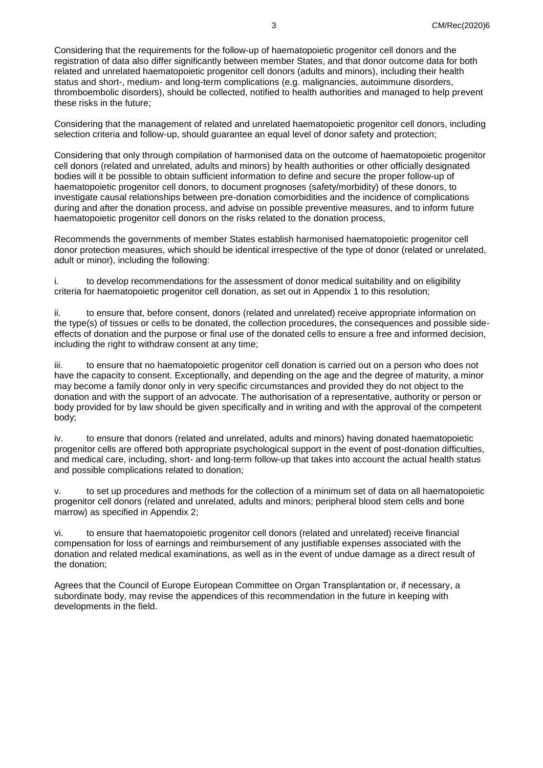Considering that the requirements for the follow-up of haematopoietic progenitor cell donors and the registration of data also differ significantly between member States, and that donor outcome data for both related and unrelated haematopoietic progenitor cell donors (adults and minors), including their health status and short-, medium- and long-term complications (e.g. malignancies, autoimmune disorders, thromboembolic disorders), should be collected, notified to health authorities and managed to help prevent these risks in the future;

Considering that the management of related and unrelated haematopoietic progenitor cell donors, including selection criteria and follow-up, should guarantee an equal level of donor safety and protection;

Considering that only through compilation of harmonised data on the outcome of haematopoietic progenitor cell donors (related and unrelated, adults and minors) by health authorities or other officially designated bodies will it be possible to obtain sufficient information to define and secure the proper follow-up of haematopoietic progenitor cell donors, to document prognoses (safety/morbidity) of these donors, to investigate causal relationships between pre-donation comorbidities and the incidence of complications during and after the donation process, and advise on possible preventive measures, and to inform future haematopoietic progenitor cell donors on the risks related to the donation process,

Recommends the governments of member States establish harmonised haematopoietic progenitor cell donor protection measures, which should be identical irrespective of the type of donor (related or unrelated, adult or minor), including the following:

i. to develop recommendations for the assessment of donor medical suitability and on eligibility criteria for haematopoietic progenitor cell donation, as set out in Appendix 1 to this resolution;

ii. to ensure that, before consent, donors (related and unrelated) receive appropriate information on the type(s) of tissues or cells to be donated, the collection procedures, the consequences and possible side-effects of donation and the purpose or final use of the donated cells to ensure a free and informed decision, including the right to withdraw consent at any time;

iii. to ensure that no haematopoietic progenitor cell donation is carried out on a person who does not have the capacity to consent. Exceptionally, and depending on the age and the degree of maturity, a minor may become a family donor only in very specific circumstances and provided they do not object to the donation and with the support of an advocate. The authorisation of a representative, authority or person or body provided for by law should be given specifically and in writing and with the approval of the competent body;

iv. to ensure that donors (related and unrelated, adults and minors) having donated haematopoietic progenitor cells are offered both appropriate psychological support in the event of post-donation difficulties, and medical care, including, short- and long-term follow-up that takes into account the actual health status and possible complications related to donation;

v. to set up procedures and methods for the collection of a minimum set of data on all haematopoietic progenitor cell donors (related and unrelated, adults and minors; peripheral blood stem cells and bone marrow) as specified in Appendix 2;

vi. to ensure that haematopoietic progenitor cell donors (related and unrelated) receive financial compensation for loss of earnings and reimbursement of any justifiable expenses associated with the donation and related medical examinations, as well as in the event of undue damage as a direct result of the donation;

Agrees that the Council of Europe European Committee on Organ Transplantation or, if necessary, a subordinate body, may revise the appendices of this recommendation in the future in keeping with developments in the field.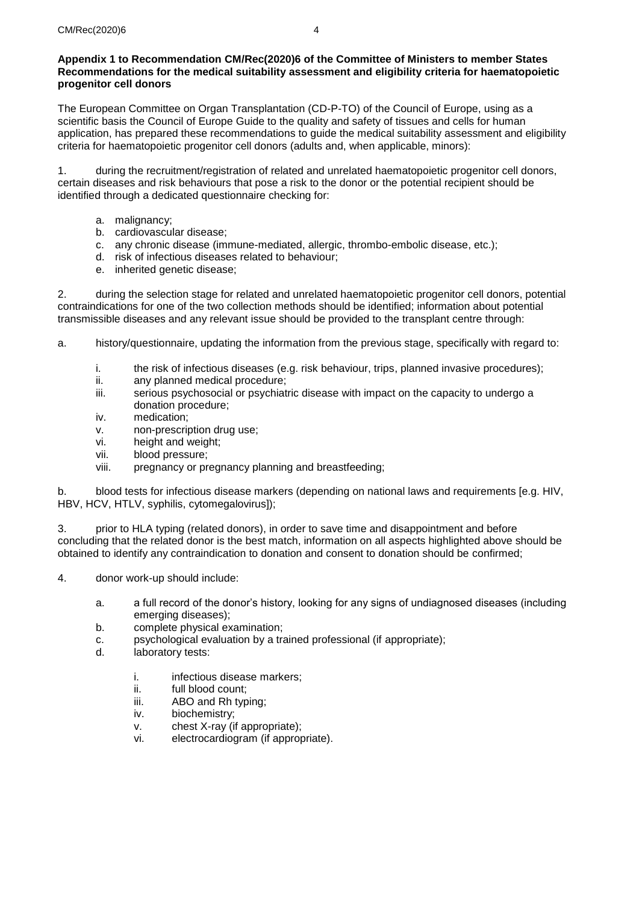**Appendix 1 to Recommendation CM/Rec(2020)6 of the Committee of Ministers to member States Recommendations for the medical suitability assessment and eligibility criteria for haematopoietic progenitor cell donors**

The European Committee on Organ Transplantation (CD-P-TO) of the Council of Europe, using as a scientific basis the Council of Europe Guide to the quality and safety of tissues and cells for human application, has prepared these recommendations to guide the medical suitability assessment and eligibility criteria for haematopoietic progenitor cell donors (adults and, when applicable, minors):

1. during the recruitment/registration of related and unrelated haematopoietic progenitor cell donors, certain diseases and risk behaviours that pose a risk to the donor or the potential recipient should be identified through a dedicated questionnaire checking for:

   a. malignancy;
   b. cardiovascular disease;
   c. any chronic disease (immune-mediated, allergic, thrombo-embolic disease, etc.);
   d. risk of infectious diseases related to behaviour;
   e. inherited genetic disease;

2. during the selection stage for related and unrelated haematopoietic progenitor cell donors, potential contraindications for one of the two collection methods should be identified; information about potential transmissible diseases and any relevant issue should be provided to the transplant centre through:

a. history/questionnaire, updating the information from the previous stage, specifically with regard to:

   i. the risk of infectious diseases (e.g. risk behaviour, trips, planned invasive procedures);
   ii. any planned medical procedure;
   iii. serious psychosocial or psychiatric disease with impact on the capacity to undergo a donation procedure;
   iv. medication;
   v. non-prescription drug use;
   vi. height and weight;
   vii. blood pressure;
   viii. pregnancy or pregnancy planning and breastfeeding;

b. blood tests for infectious disease markers (depending on national laws and requirements [e.g. HIV, HBV, HCV, HTLV, syphilis, cytomegalovirus]);

3. prior to HLA typing (related donors), in order to save time and disappointment and before concluding that the related donor is the best match, information on all aspects highlighted above should be obtained to identify any contraindication to donation and consent to donation should be confirmed;

4. donor work-up should include:

   a. a full record of the donor's history, looking for any signs of undiagnosed diseases (including emerging diseases);
   b. complete physical examination;
   c. psychological evaluation by a trained professional (if appropriate);
   d. laboratory tests:

      i. infectious disease markers;
      ii. full blood count;
      iii. ABO and Rh typing;
      iv. biochemistry;
      v. chest X-ray (if appropriate);
      vi. electrocardiogram (if appropriate).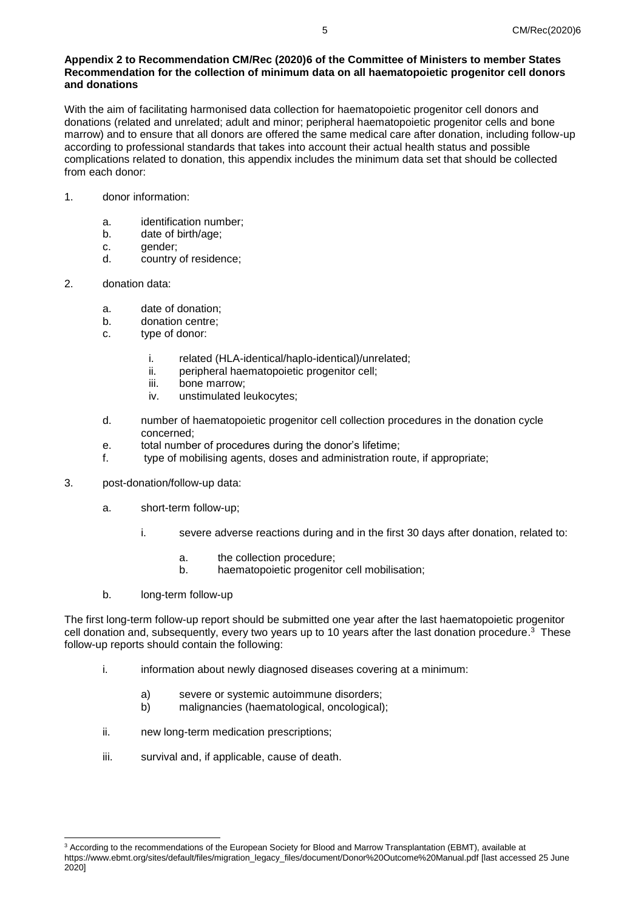**Appendix 2 to Recommendation CM/Rec (2020)6 of the Committee of Ministers to member States Recommendation for the collection of minimum data on all haematopoietic progenitor cell donors and donations**

With the aim of facilitating harmonised data collection for haematopoietic progenitor cell donors and donations (related and unrelated; adult and minor; peripheral haematopoietic progenitor cells and bone marrow) and to ensure that all donors are offered the same medical care after donation, including follow-up according to professional standards that takes into account their actual health status and possible complications related to donation, this appendix includes the minimum data set that should be collected from each donor:

1. donor information:

   a. identification number;
   b. date of birth/age;
   c. gender;
   d. country of residence;

2. donation data:

   a. date of donation;
   b. donation centre;
   c. type of donor:

      i. related (HLA-identical/haplo-identical)/unrelated;
      ii. peripheral haematopoietic progenitor cell;
      iii. bone marrow;
      iv. unstimulated leukocytes;

   d. number of haematopoietic progenitor cell collection procedures in the donation cycle concerned;
   e. total number of procedures during the donor's lifetime;
   f. type of mobilising agents, doses and administration route, if appropriate;

3. post-donation/follow-up data:

   a. short-term follow-up;

      i. severe adverse reactions during and in the first 30 days after donation, related to:

         a. the collection procedure;
         b. haematopoietic progenitor cell mobilisation;

   b. long-term follow-up

The first long-term follow-up report should be submitted one year after the last haematopoietic progenitor cell donation and, subsequently, every two years up to 10 years after the last donation procedure.[3] These follow-up reports should contain the following:

i. information about newly diagnosed diseases covering at a minimum:

   a) severe or systemic autoimmune disorders;
   b) malignancies (haematological, oncological);

ii. new long-term medication prescriptions;

iii. survival and, if applicable, cause of death.

[3] According to the recommendations of the European Society for Blood and Marrow Transplantation (EBMT), available at https://www.ebmt.org/sites/default/files/migration_legacy_files/document/Donor%20Outcome%20Manual.pdf [last accessed 25 June 2020]